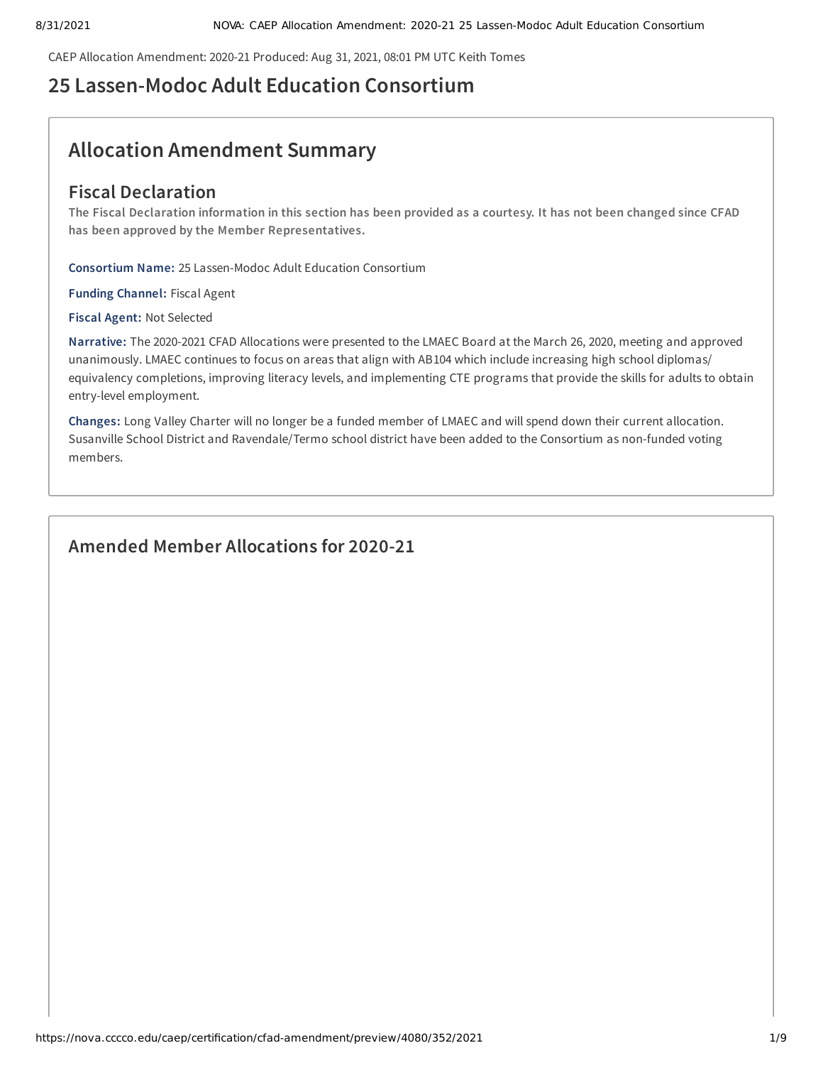CAEP Allocation Amendment: 2020-21 Produced: Aug 31, 2021, 08:01 PM UTC Keith Tomes

# 25 Lassen-Modoc Adult Education Consortium

## Allocation Amendment Summary

### Fiscal Declaration

**The Fiscal Declaration information in this section has been provided as a courtesy. It has not been changed since CFAD has been approved by the Member Representatives.**

**Consortium Name:** 25 Lassen-Modoc Adult Education Consortium

**Funding Channel:** Fiscal Agent

**Fiscal Agent:** Not Selected

**Narrative:** The 2020-2021 CFAD Allocations were presented to the LMAEC Board at the March 26, 2020, meeting and approved unanimously. LMAEC continues to focus on areas that align with AB104 which include increasing high school diplomas/ equivalency completions, improving literacy levels, and implementing CTE programs that provide the skills for adults to obtain entry-level employment.

**Changes:** Long Valley Charter will no longer be a funded member of LMAEC and will spend down their current allocation. Susanville School District and Ravendale/Termo school district have been added to the Consortium as non-funded voting members.

## Amended Member Allocations for 2020-21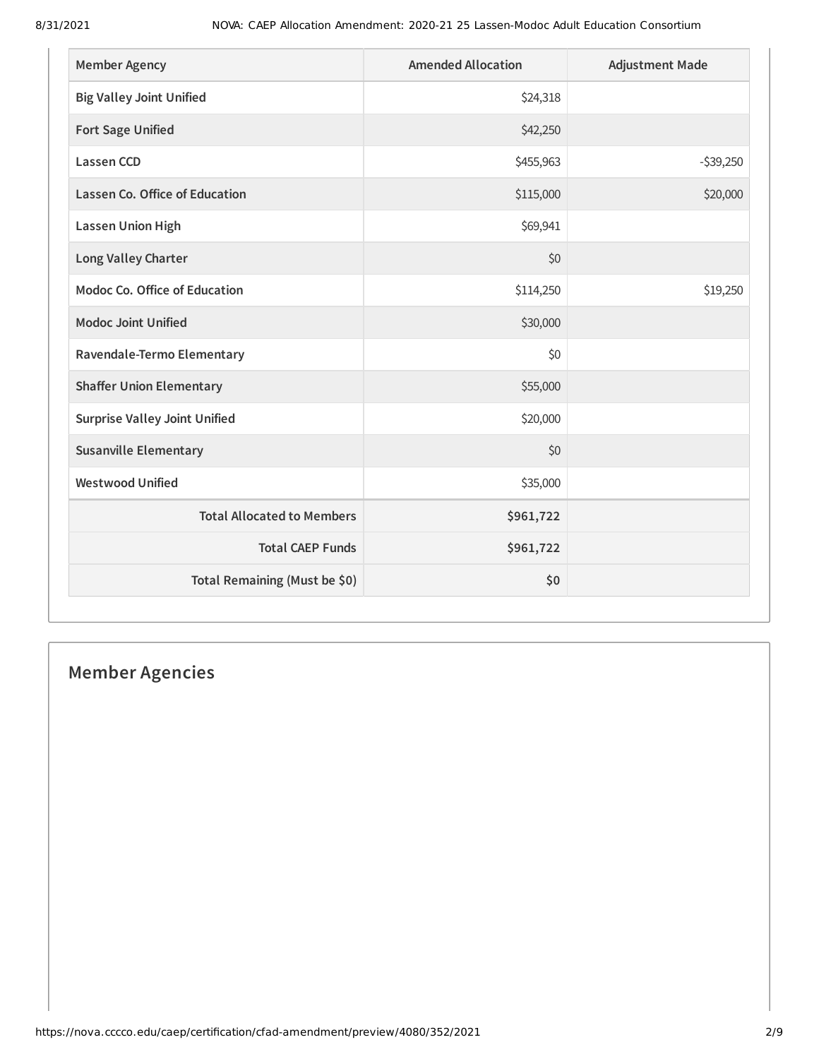| Member Agency | Amended Allocation | Adjustment Made |
| --- | --- | --- |
| Big Valley Joint Unified | $24,318 | |
| Fort Sage Unified | $42,250 | |
| Lassen CCD | $455,963 | -$39,250 |
| Lassen Co. Office of Education | $115,000 | $20,000 |
| Lassen Union High | $69,941 | |
| Long Valley Charter | $0 | |
| Modoc Co. Office of Education | $114,250 | $19,250 |
| Modoc Joint Unified | $30,000 | |
| Ravendale-Termo Elementary | $0 | |
| Shaffer Union Elementary | $55,000 | |
| Surprise Valley Joint Unified | $20,000 | |
| Susanville Elementary | $0 | |
| Westwood Unified | $35,000 | |
| **Total Allocated to Members** | **$961,722** | |
| **Total CAEP Funds** | **$961,722** | |
| **Total Remaining (Must be $0)** | **$0** | |

## Member Agencies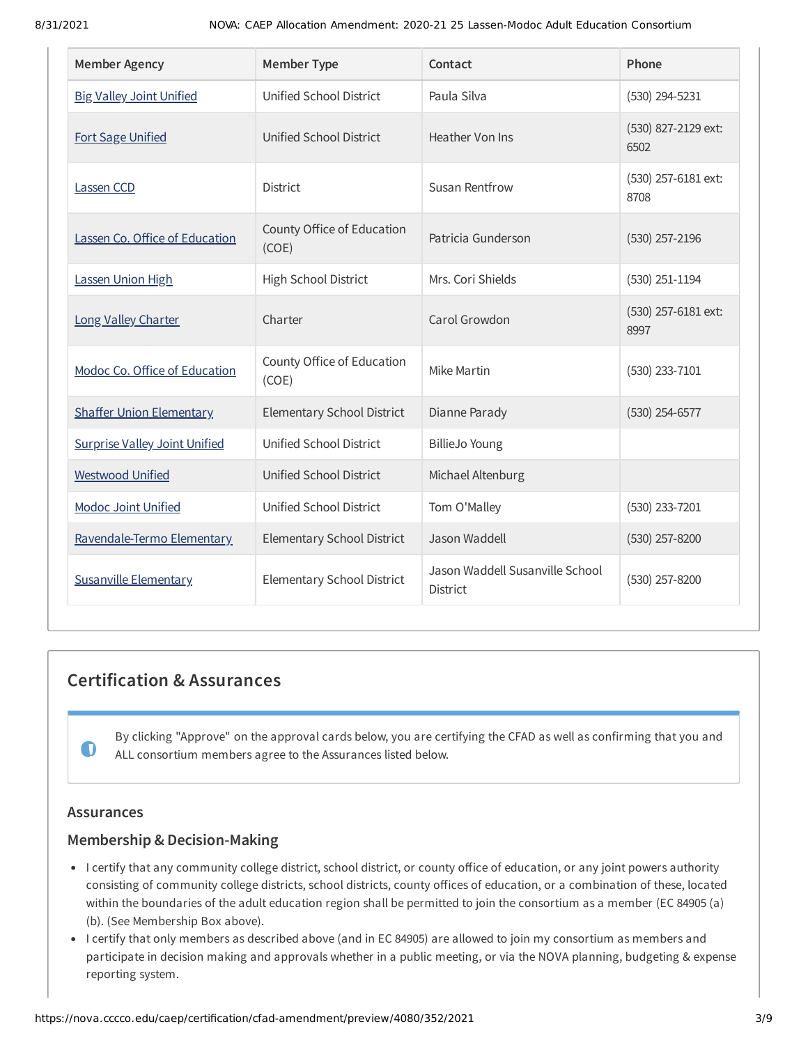| Member Agency | Member Type | Contact | Phone |
| --- | --- | --- | --- |
| Big Valley Joint Unified | Unified School District | Paula Silva | (530) 294-5231 |
| Fort Sage Unified | Unified School District | Heather Von Ins | (530) 827-2129 ext: 6502 |
| Lassen CCD | District | Susan Rentfrow | (530) 257-6181 ext: 8708 |
| Lassen Co. Office of Education | County Office of Education (COE) | Patricia Gunderson | (530) 257-2196 |
| Lassen Union High | High School District | Mrs. Cori Shields | (530) 251-1194 |
| Long Valley Charter | Charter | Carol Growdon | (530) 257-6181 ext: 8997 |
| Modoc Co. Office of Education | County Office of Education (COE) | Mike Martin | (530) 233-7101 |
| Shaffer Union Elementary | Elementary School District | Dianne Parady | (530) 254-6577 |
| Surprise Valley Joint Unified | Unified School District | BillieJo Young | |
| Westwood Unified | Unified School District | Michael Altenburg | |
| Modoc Joint Unified | Unified School District | Tom O'Malley | (530) 233-7201 |
| Ravendale-Termo Elementary | Elementary School District | Jason Waddell | (530) 257-8200 |
| Susanville Elementary | Elementary School District | Jason Waddell Susanville School District | (530) 257-8200 |

## Certification & Assurances

By clicking "Approve" on the approval cards below, you are certifying the CFAD as well as confirming that you and ALL consortium members agree to the Assurances listed below.

### Assurances

### Membership & Decision-Making

- I certify that any community college district, school district, or county office of education, or any joint powers authority consisting of community college districts, school districts, county offices of education, or a combination of these, located within the boundaries of the adult education region shall be permitted to join the consortium as a member (EC 84905 (a) (b). (See Membership Box above).
- I certify that only members as described above (and in EC 84905) are allowed to join my consortium as members and participate in decision making and approvals whether in a public meeting, or via the NOVA planning, budgeting & expense reporting system.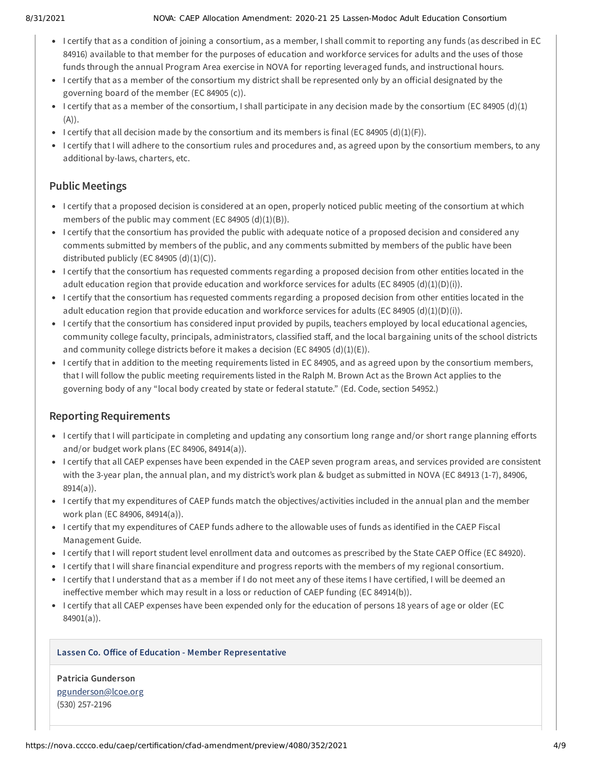- I certify that as a condition of joining a consortium, as a member, I shall commit to reporting any funds (as described in EC 84916) available to that member for the purposes of education and workforce services for adults and the uses of those funds through the annual Program Area exercise in NOVA for reporting leveraged funds, and instructional hours.
- I certify that as a member of the consortium my district shall be represented only by an official designated by the governing board of the member (EC 84905 (c)).
- I certify that as a member of the consortium, I shall participate in any decision made by the consortium (EC 84905 (d)(1)(A)).
- I certify that all decision made by the consortium and its members is final (EC 84905 (d)(1)(F)).
- I certify that I will adhere to the consortium rules and procedures and, as agreed upon by the consortium members, to any additional by-laws, charters, etc.

## Public Meetings

- I certify that a proposed decision is considered at an open, properly noticed public meeting of the consortium at which members of the public may comment (EC 84905 (d)(1)(B)).
- I certify that the consortium has provided the public with adequate notice of a proposed decision and considered any comments submitted by members of the public, and any comments submitted by members of the public have been distributed publicly (EC 84905 (d)(1)(C)).
- I certify that the consortium has requested comments regarding a proposed decision from other entities located in the adult education region that provide education and workforce services for adults (EC 84905 (d)(1)(D)(i)).
- I certify that the consortium has requested comments regarding a proposed decision from other entities located in the adult education region that provide education and workforce services for adults (EC 84905 (d)(1)(D)(i)).
- I certify that the consortium has considered input provided by pupils, teachers employed by local educational agencies, community college faculty, principals, administrators, classified staff, and the local bargaining units of the school districts and community college districts before it makes a decision (EC 84905 (d)(1)(E)).
- I certify that in addition to the meeting requirements listed in EC 84905, and as agreed upon by the consortium members, that I will follow the public meeting requirements listed in the Ralph M. Brown Act as the Brown Act applies to the governing body of any "local body created by state or federal statute." (Ed. Code, section 54952.)

## Reporting Requirements

- I certify that I will participate in completing and updating any consortium long range and/or short range planning efforts and/or budget work plans (EC 84906, 84914(a)).
- I certify that all CAEP expenses have been expended in the CAEP seven program areas, and services provided are consistent with the 3-year plan, the annual plan, and my district's work plan & budget as submitted in NOVA (EC 84913 (1-7), 84906, 8914(a)).
- I certify that my expenditures of CAEP funds match the objectives/activities included in the annual plan and the member work plan (EC 84906, 84914(a)).
- I certify that my expenditures of CAEP funds adhere to the allowable uses of funds as identified in the CAEP Fiscal Management Guide.
- I certify that I will report student level enrollment data and outcomes as prescribed by the State CAEP Office (EC 84920).
- I certify that I will share financial expenditure and progress reports with the members of my regional consortium.
- I certify that I understand that as a member if I do not meet any of these items I have certified, I will be deemed an ineffective member which may result in a loss or reduction of CAEP funding (EC 84914(b)).
- I certify that all CAEP expenses have been expended only for the education of persons 18 years of age or older (EC 84901(a)).

**Lassen Co. Office of Education - Member Representative**

**Patricia Gunderson**
pgunderson@lcoe.org
(530) 257-2196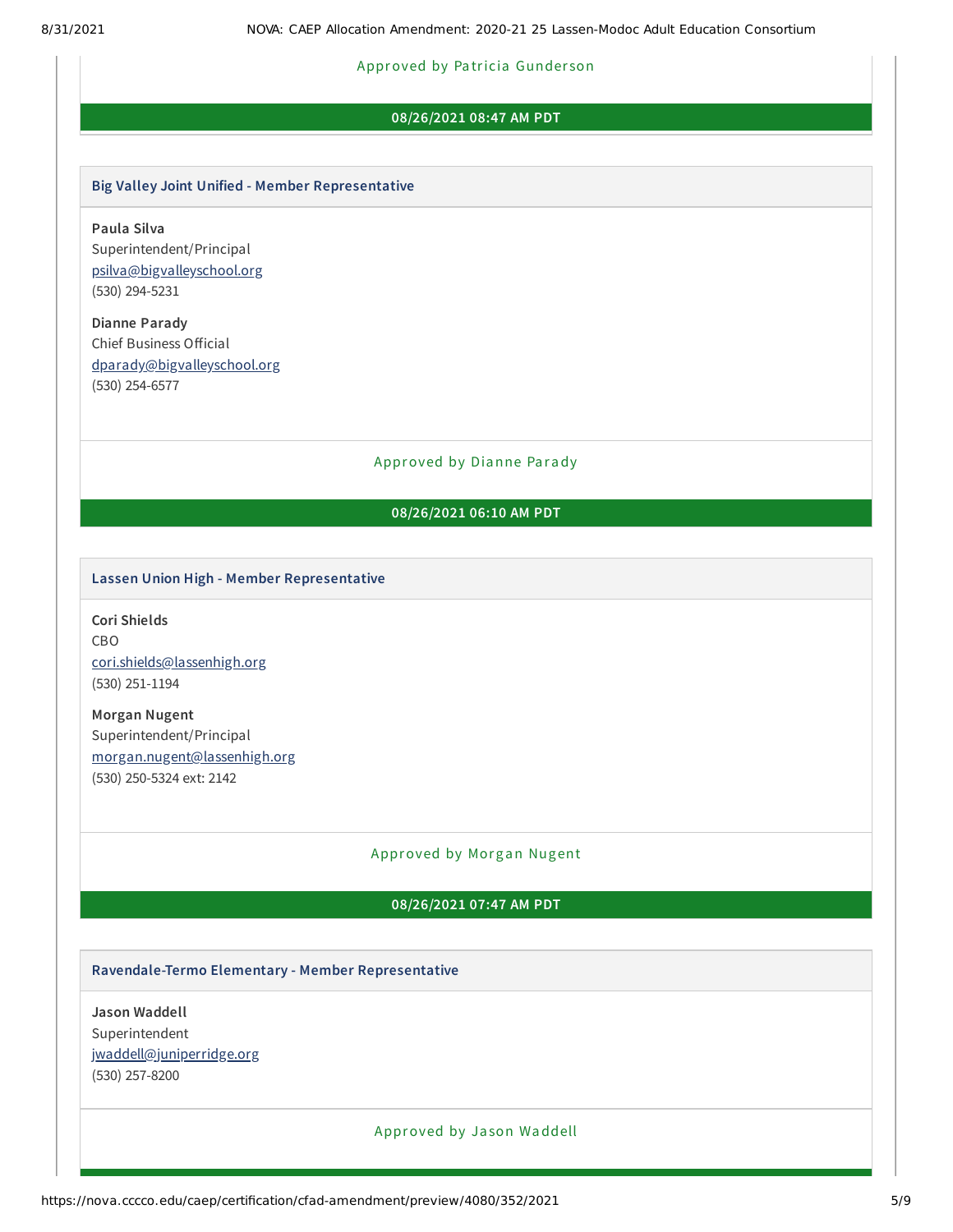Approved by Patricia Gunderson

**08/26/2021 08:47 AM PDT**

### Big Valley Joint Unified - Member Representative

**Paula Silva**
Superintendent/Principal
psilva@bigvalleyschool.org
(530) 294-5231

**Dianne Parady**
Chief Business Official
dparady@bigvalleyschool.org
(530) 254-6577

Approved by Dianne Parady

**08/26/2021 06:10 AM PDT**

### Lassen Union High - Member Representative

**Cori Shields**
CBO
cori.shields@lassenhigh.org
(530) 251-1194

**Morgan Nugent**
Superintendent/Principal
morgan.nugent@lassenhigh.org
(530) 250-5324 ext: 2142

Approved by Morgan Nugent

**08/26/2021 07:47 AM PDT**

### Ravendale-Termo Elementary - Member Representative

**Jason Waddell**
Superintendent
jwaddell@juniperridge.org
(530) 257-8200

Approved by Jason Waddell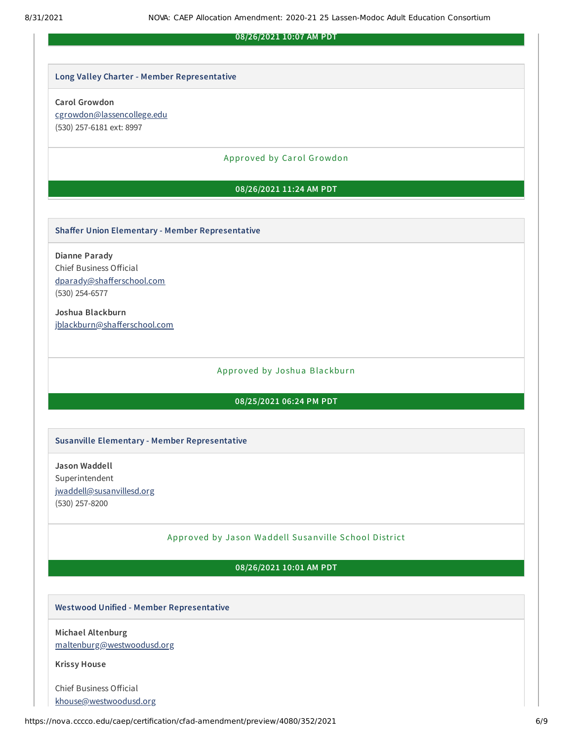**08/26/2021 10:07 AM PDT**

### Long Valley Charter - Member Representative

**Carol Growdon**
cgrowdon@lassencollege.edu
(530) 257-6181 ext: 8997

Approved by Carol Growdon

**08/26/2021 11:24 AM PDT**

### Shaffer Union Elementary - Member Representative

**Dianne Parady**
Chief Business Official
dparady@shafferschool.com
(530) 254-6577

**Joshua Blackburn**
jblackburn@shafferschool.com

Approved by Joshua Blackburn

**08/25/2021 06:24 PM PDT**

### Susanville Elementary - Member Representative

**Jason Waddell**
Superintendent
jwaddell@susanvillesd.org
(530) 257-8200

Approved by Jason Waddell Susanville School District

**08/26/2021 10:01 AM PDT**

### Westwood Unified - Member Representative

**Michael Altenburg**
maltenburg@westwoodusd.org

**Krissy House**

Chief Business Official
khouse@westwoodusd.org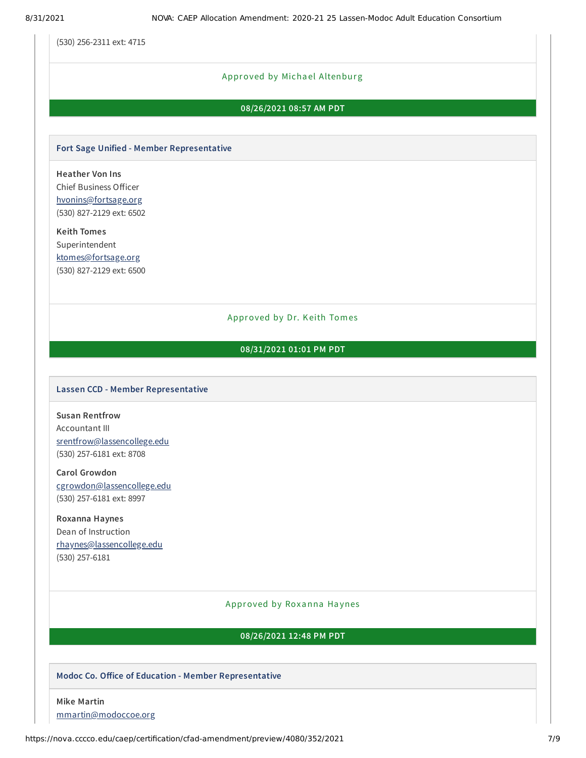(530) 256-2311 ext: 4715

Approved by Michael Altenburg

**08/26/2021 08:57 AM PDT**

### Fort Sage Unified - Member Representative

**Heather Von Ins**
Chief Business Officer
hvonins@fortsage.org
(530) 827-2129 ext: 6502

**Keith Tomes**
Superintendent
ktomes@fortsage.org
(530) 827-2129 ext: 6500

Approved by Dr. Keith Tomes

**08/31/2021 01:01 PM PDT**

### Lassen CCD - Member Representative

**Susan Rentfrow**
Accountant III
srentfrow@lassencollege.edu
(530) 257-6181 ext: 8708

**Carol Growdon**
cgrowdon@lassencollege.edu
(530) 257-6181 ext: 8997

**Roxanna Haynes**
Dean of Instruction
rhaynes@lassencollege.edu
(530) 257-6181

Approved by Roxanna Haynes

**08/26/2021 12:48 PM PDT**

### Modoc Co. Office of Education - Member Representative

**Mike Martin**
mmartin@modoccoe.org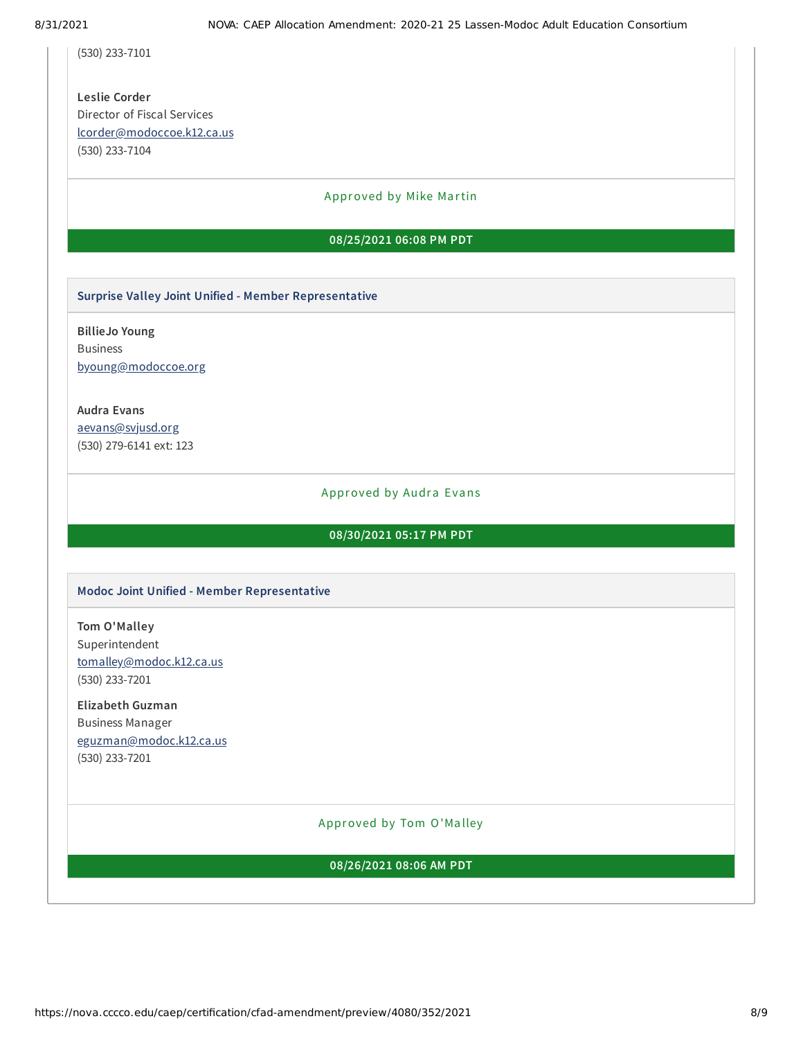(530) 233-7101

**Leslie Corder**
Director of Fiscal Services
lcorder@modoccoe.k12.ca.us
(530) 233-7104

Approved by Mike Martin

**08/25/2021 06:08 PM PDT**

### Surprise Valley Joint Unified - Member Representative

**BillieJo Young**
Business
byoung@modoccoe.org

**Audra Evans**
aevans@svjusd.org
(530) 279-6141 ext: 123

Approved by Audra Evans

**08/30/2021 05:17 PM PDT**

### Modoc Joint Unified - Member Representative

**Tom O'Malley**
Superintendent
tomalley@modoc.k12.ca.us
(530) 233-7201

**Elizabeth Guzman**
Business Manager
eguzman@modoc.k12.ca.us
(530) 233-7201

Approved by Tom O'Malley

**08/26/2021 08:06 AM PDT**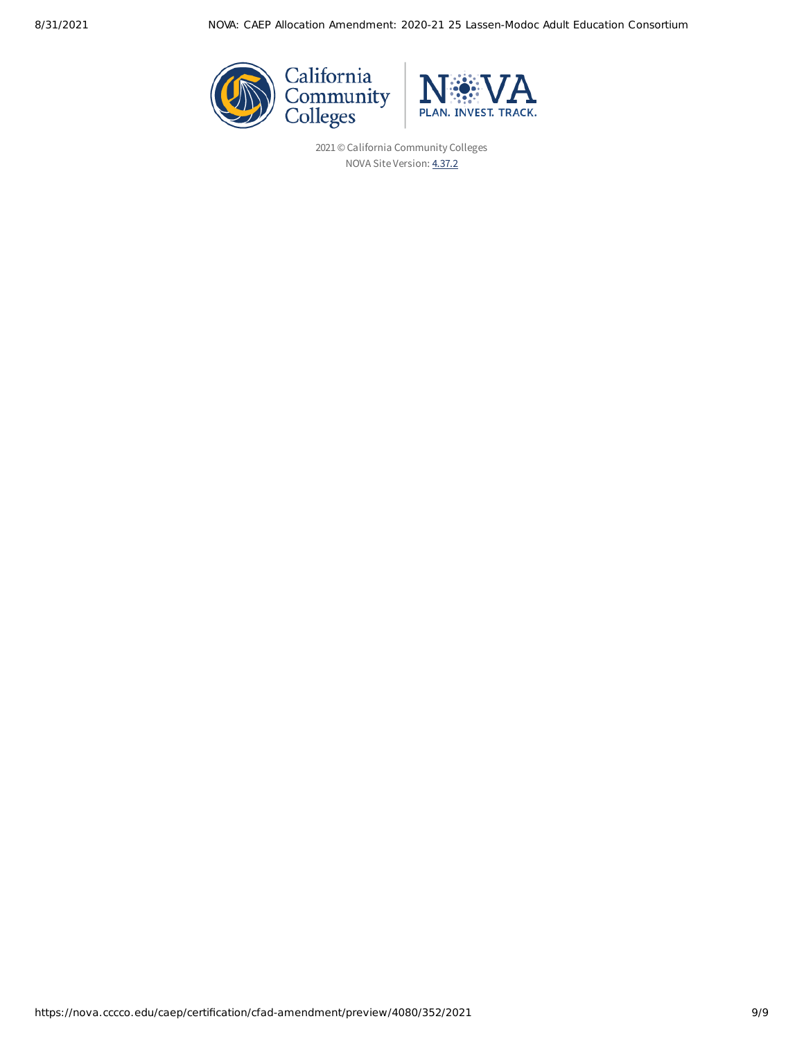2021 © California Community Colleges

NOVA Site Version: 4.37.2